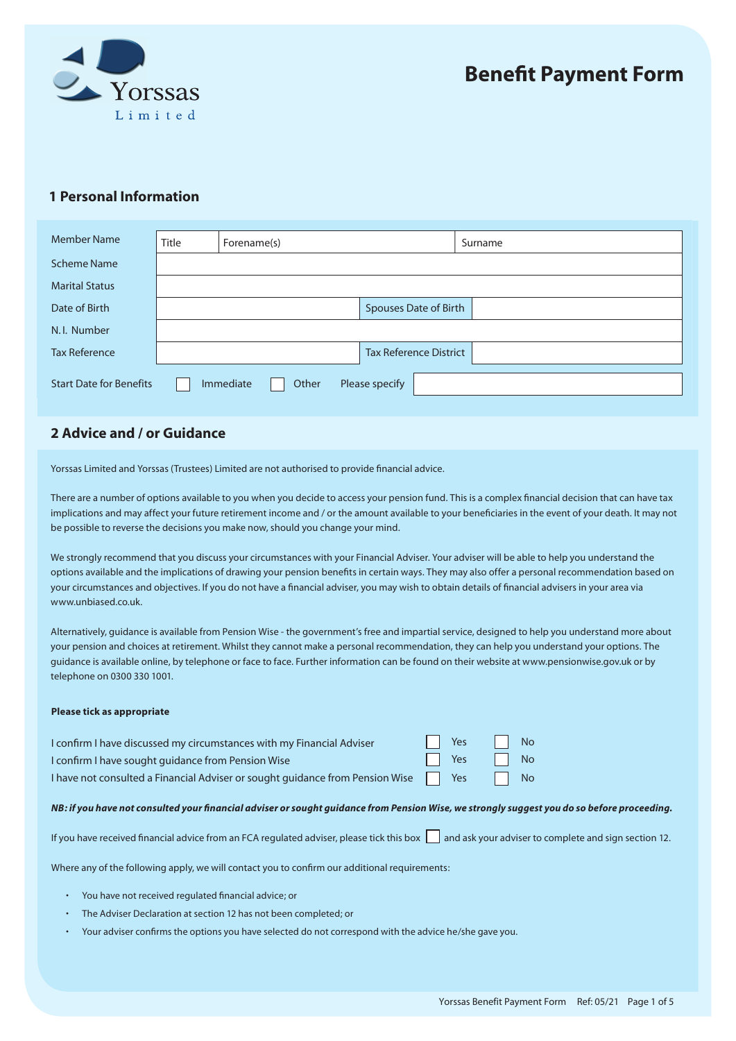Yorssas Limited

# Benefit Payment Form

## 1 Personal Information

| | | | | |
|---|---|---|---|---|
| Member Name | Title | Forename(s) | | Surname |
| Scheme Name | | | | |
| Marital Status | | | | |
| Date of Birth | | | Spouses Date of Birth | |
| N.I. Number | | | | |
| Tax Reference | | | Tax Reference District | |

Start Date for Benefits ☐ Immediate ☐ Other Please specify ______

## 2 Advice and / or Guidance

Yorssas Limited and Yorssas (Trustees) Limited are not authorised to provide financial advice.

There are a number of options available to you when you decide to access your pension fund. This is a complex financial decision that can have tax implications and may affect your future retirement income and / or the amount available to your beneficiaries in the event of your death. It may not be possible to reverse the decisions you make now, should you change your mind.

We strongly recommend that you discuss your circumstances with your Financial Adviser. Your adviser will be able to help you understand the options available and the implications of drawing your pension benefits in certain ways. They may also offer a personal recommendation based on your circumstances and objectives. If you do not have a financial adviser, you may wish to obtain details of financial advisers in your area via www.unbiased.co.uk.

Alternatively, guidance is available from Pension Wise - the government's free and impartial service, designed to help you understand more about your pension and choices at retirement. Whilst they cannot make a personal recommendation, they can help you understand your options. The guidance is available online, by telephone or face to face. Further information can be found on their website at www.pensionwise.gov.uk or by telephone on 0300 330 1001.

**Please tick as appropriate**

| | | |
|---|---|---|
| I confirm I have discussed my circumstances with my Financial Adviser | ☐ Yes | ☐ No |
| I confirm I have sought guidance from Pension Wise | ☐ Yes | ☐ No |
| I have not consulted a Financial Adviser or sought guidance from Pension Wise | ☐ Yes | ☐ No |

***NB: if you have not consulted your financial adviser or sought guidance from Pension Wise, we strongly suggest you do so before proceeding.***

If you have received financial advice from an FCA regulated adviser, please tick this box ☐ and ask your adviser to complete and sign section 12.

Where any of the following apply, we will contact you to confirm our additional requirements:

- You have not received regulated financial advice; or
- The Adviser Declaration at section 12 has not been completed; or
- Your adviser confirms the options you have selected do not correspond with the advice he/she gave you.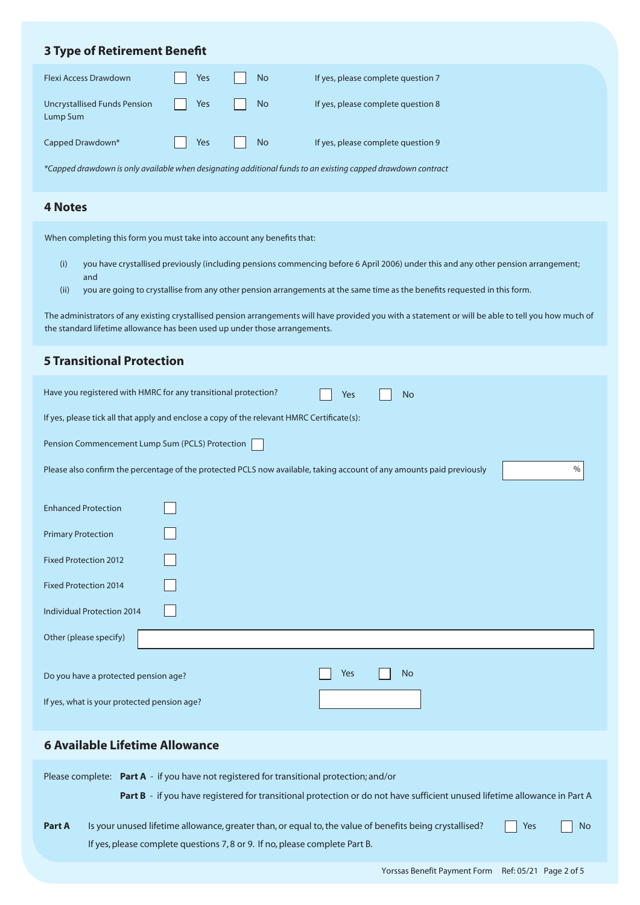## 3 Type of Retirement Benefit

| | | | |
|---|---|---|---|
| Flexi Access Drawdown | ☐ Yes | ☐ No | If yes, please complete question 7 |
| Uncrystallised Funds Pension Lump Sum | ☐ Yes | ☐ No | If yes, please complete question 8 |
| Capped Drawdown* | ☐ Yes | ☐ No | If yes, please complete question 9 |

*Capped drawdown is only available when designating additional funds to an existing capped drawdown contract*

## 4 Notes

When completing this form you must take into account any benefits that:

(i) you have crystallised previously (including pensions commencing before 6 April 2006) under this and any other pension arrangement; and

(ii) you are going to crystallise from any other pension arrangements at the same time as the benefits requested in this form.

The administrators of any existing crystallised pension arrangements will have provided you with a statement or will be able to tell you how much of the standard lifetime allowance has been used up under those arrangements.

## 5 Transitional Protection

Have you registered with HMRC for any transitional protection? ☐ Yes ☐ No

If yes, please tick all that apply and enclose a copy of the relevant HMRC Certificate(s):

Pension Commencement Lump Sum (PCLS) Protection ☐

Please also confirm the percentage of the protected PCLS now available, taking account of any amounts paid previously ______ %

Enhanced Protection ☐

Primary Protection ☐

Fixed Protection 2012 ☐

Fixed Protection 2014 ☐

Individual Protection 2014 ☐

Other (please specify) ______________________

Do you have a protected pension age? ☐ Yes ☐ No

If yes, what is your protected pension age? ______

## 6 Available Lifetime Allowance

Please complete: **Part A** - if you have not registered for transitional protection; and/or

**Part B** - if you have registered for transitional protection or do not have sufficient unused lifetime allowance in Part A

**Part A** Is your unused lifetime allowance, greater than, or equal to, the value of benefits being crystallised? ☐ Yes ☐ No

If yes, please complete questions 7, 8 or 9. If no, please complete Part B.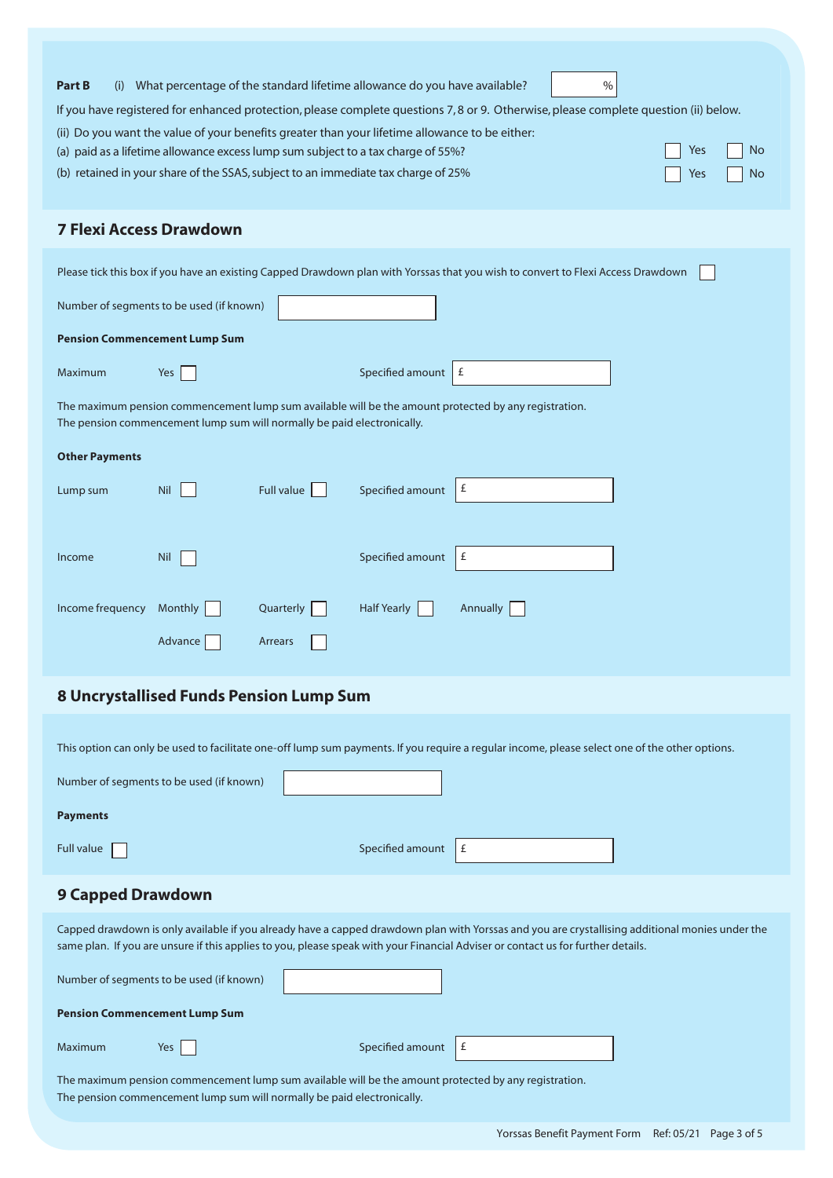**Part B** (i) What percentage of the standard lifetime allowance do you have available? %

If you have registered for enhanced protection, please complete questions 7, 8 or 9. Otherwise, please complete question (ii) below.

(ii) Do you want the value of your benefits greater than your lifetime allowance to be either:

(a) paid as a lifetime allowance excess lump sum subject to a tax charge of 55%? ☐ Yes ☐ No

(b) retained in your share of the SSAS, subject to an immediate tax charge of 25% ☐ Yes ☐ No

## 7 Flexi Access Drawdown

Please tick this box if you have an existing Capped Drawdown plan with Yorssas that you wish to convert to Flexi Access Drawdown ☐

Number of segments to be used (if known)

**Pension Commencement Lump Sum**

Maximum Yes ☐ Specified amount £

The maximum pension commencement lump sum available will be the amount protected by any registration.
The pension commencement lump sum will normally be paid electronically.

**Other Payments**

Lump sum Nil ☐ Full value ☐ Specified amount £

Income Nil ☐ Specified amount £

Income frequency Monthly ☐ Quarterly ☐ Half Yearly ☐ Annually ☐

Advance ☐ Arrears ☐

## 8 Uncrystallised Funds Pension Lump Sum

This option can only be used to facilitate one-off lump sum payments. If you require a regular income, please select one of the other options.

Number of segments to be used (if known)

**Payments**

Full value ☐ Specified amount £

## 9 Capped Drawdown

Capped drawdown is only available if you already have a capped drawdown plan with Yorssas and you are crystallising additional monies under the same plan. If you are unsure if this applies to you, please speak with your Financial Adviser or contact us for further details.

Number of segments to be used (if known)

**Pension Commencement Lump Sum**

Maximum Yes ☐ Specified amount £

The maximum pension commencement lump sum available will be the amount protected by any registration.
The pension commencement lump sum will normally be paid electronically.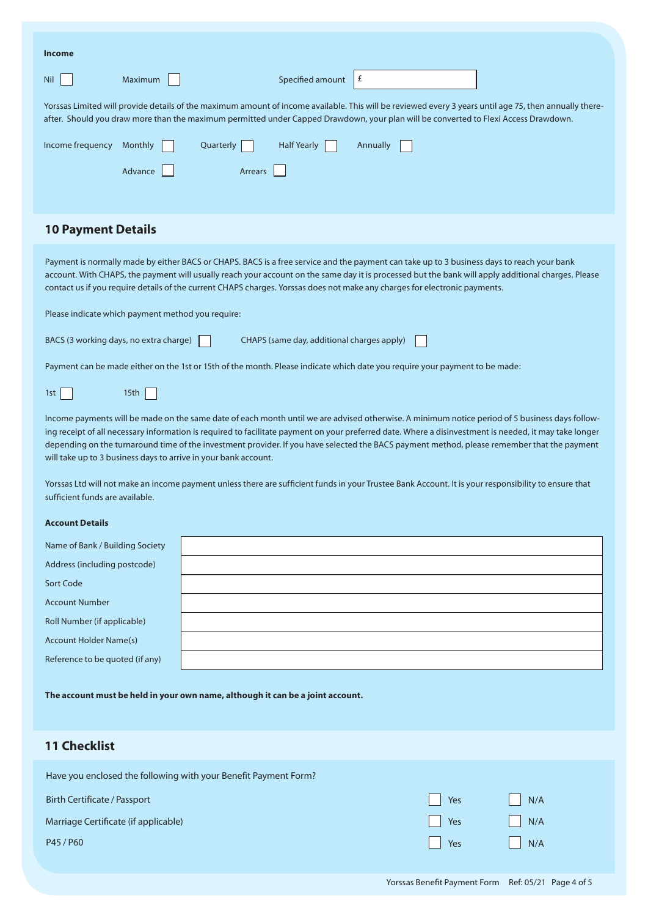**Income**

Nil ☐ Maximum ☐ Specified amount £

Yorssas Limited will provide details of the maximum amount of income available. This will be reviewed every 3 years until age 75, then annually thereafter. Should you draw more than the maximum permitted under Capped Drawdown, your plan will be converted to Flexi Access Drawdown.

Income frequency Monthly ☐ Quarterly ☐ Half Yearly ☐ Annually ☐

Advance ☐ Arrears ☐

## 10 Payment Details

Payment is normally made by either BACS or CHAPS. BACS is a free service and the payment can take up to 3 business days to reach your bank account. With CHAPS, the payment will usually reach your account on the same day it is processed but the bank will apply additional charges. Please contact us if you require details of the current CHAPS charges. Yorssas does not make any charges for electronic payments.

Please indicate which payment method you require:

BACS (3 working days, no extra charge) ☐ CHAPS (same day, additional charges apply) ☐

Payment can be made either on the 1st or 15th of the month. Please indicate which date you require your payment to be made:

1st ☐ 15th ☐

Income payments will be made on the same date of each month until we are advised otherwise. A minimum notice period of 5 business days following receipt of all necessary information is required to facilitate payment on your preferred date. Where a disinvestment is needed, it may take longer depending on the turnaround time of the investment provider. If you have selected the BACS payment method, please remember that the payment will take up to 3 business days to arrive in your bank account.

Yorssas Ltd will not make an income payment unless there are sufficient funds in your Trustee Bank Account. It is your responsibility to ensure that sufficient funds are available.

**Account Details**

| | |
|---|---|
| Name of Bank / Building Society | |
| Address (including postcode) | |
| Sort Code | |
| Account Number | |
| Roll Number (if applicable) | |
| Account Holder Name(s) | |
| Reference to be quoted (if any) | |

**The account must be held in your own name, although it can be a joint account.**

## 11 Checklist

Have you enclosed the following with your Benefit Payment Form?

| | | |
|---|---|---|
| Birth Certificate / Passport | ☐ Yes | ☐ N/A |
| Marriage Certificate (if applicable) | ☐ Yes | ☐ N/A |
| P45 / P60 | ☐ Yes | ☐ N/A |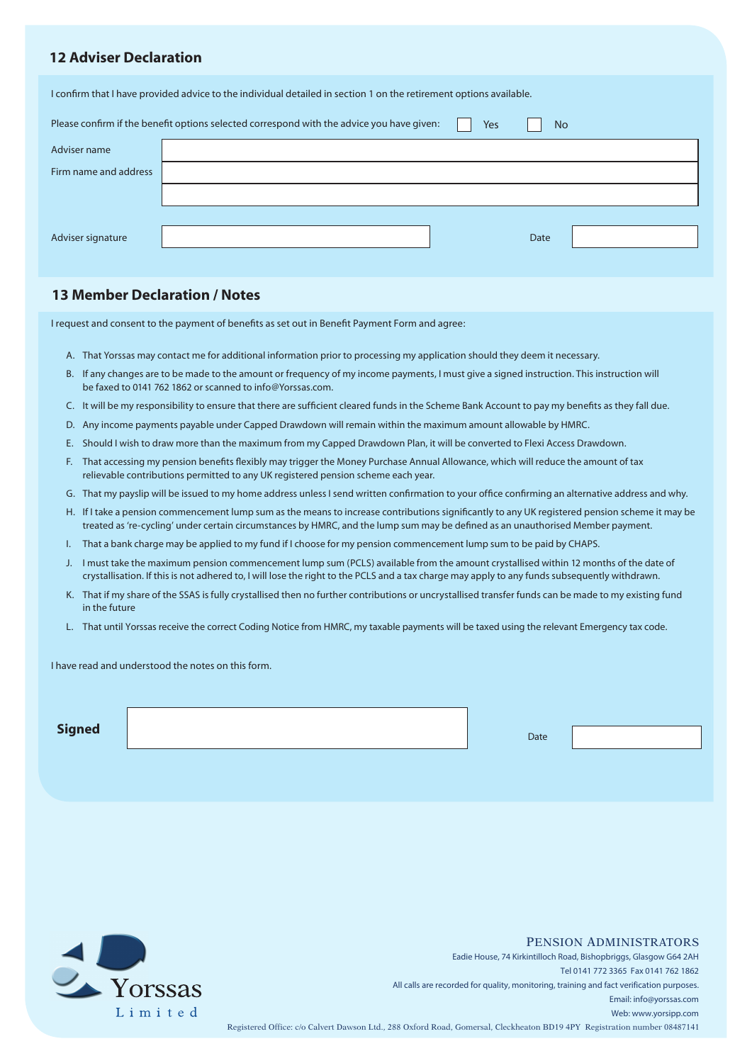## 12 Adviser Declaration

I confirm that I have provided advice to the individual detailed in section 1 on the retirement options available.

Please confirm if the benefit options selected correspond with the advice you have given: ☐ Yes ☐ No

Adviser name

Firm name and address

Adviser signature

Date

## 13 Member Declaration / Notes

I request and consent to the payment of benefits as set out in Benefit Payment Form and agree:

A. That Yorssas may contact me for additional information prior to processing my application should they deem it necessary.

B. If any changes are to be made to the amount or frequency of my income payments, I must give a signed instruction. This instruction will be faxed to 0141 762 1862 or scanned to info@Yorssas.com.

C. It will be my responsibility to ensure that there are sufficient cleared funds in the Scheme Bank Account to pay my benefits as they fall due.

D. Any income payments payable under Capped Drawdown will remain within the maximum amount allowable by HMRC.

E. Should I wish to draw more than the maximum from my Capped Drawdown Plan, it will be converted to Flexi Access Drawdown.

F. That accessing my pension benefits flexibly may trigger the Money Purchase Annual Allowance, which will reduce the amount of tax relievable contributions permitted to any UK registered pension scheme each year.

G. That my payslip will be issued to my home address unless I send written confirmation to your office confirming an alternative address and why.

H. If I take a pension commencement lump sum as the means to increase contributions significantly to any UK registered pension scheme it may be treated as 're-cycling' under certain circumstances by HMRC, and the lump sum may be defined as an unauthorised Member payment.

I. That a bank charge may be applied to my fund if I choose for my pension commencement lump sum to be paid by CHAPS.

J. I must take the maximum pension commencement lump sum (PCLS) available from the amount crystallised within 12 months of the date of crystallisation. If this is not adhered to, I will lose the right to the PCLS and a tax charge may apply to any funds subsequently withdrawn.

K. That if my share of the SSAS is fully crystallised then no further contributions or uncrystallised transfer funds can be made to my existing fund in the future

L. That until Yorssas receive the correct Coding Notice from HMRC, my taxable payments will be taxed using the relevant Emergency tax code.

I have read and understood the notes on this form.

**Signed**

Date

Yorssas Limited

PENSION ADMINISTRATORS

Eadie House, 74 Kirkintilloch Road, Bishopbriggs, Glasgow G64 2AH

Tel 0141 772 3365 Fax 0141 762 1862

All calls are recorded for quality, monitoring, training and fact verification purposes.

Email: info@yorssas.com

Web: www.yorsipp.com

Registered Office: c/o Calvert Dawson Ltd., 288 Oxford Road, Gomersal, Cleckheaton BD19 4PY Registration number 08487141